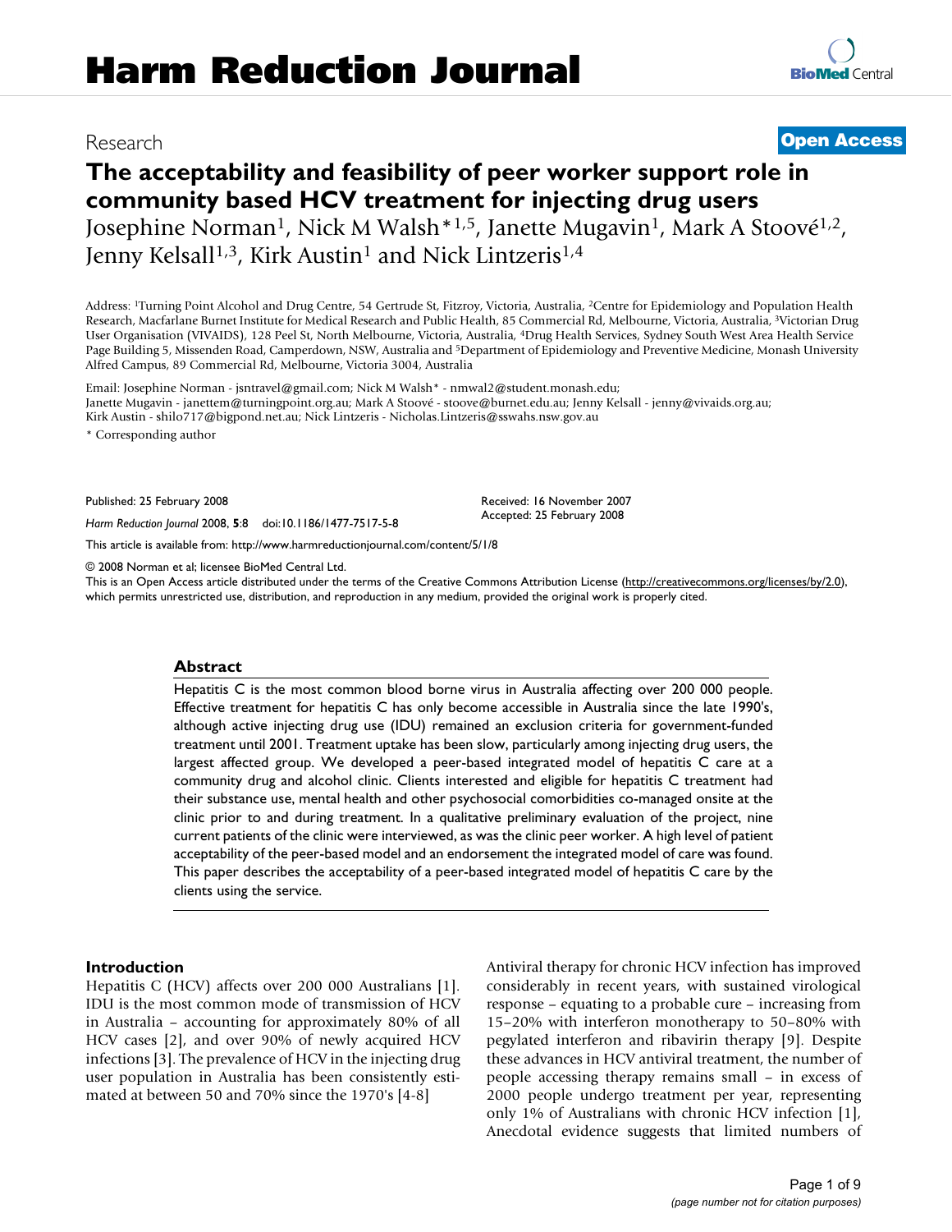# Harm Reduction Journal

Research

Open Access

## The acceptability and feasibility of peer worker support role in community based HCV treatment for injecting drug users

Josephine Norman[1], Nick M Walsh*[1,5], Janette Mugavin[1], Mark A Stoové[1,2], Jenny Kelsall[1,3], Kirk Austin[1] and Nick Lintzeris[1,4]

Address: [1]Turning Point Alcohol and Drug Centre, 54 Gertrude St, Fitzroy, Victoria, Australia, [2]Centre for Epidemiology and Population Health Research, Macfarlane Burnet Institute for Medical Research and Public Health, 85 Commercial Rd, Melbourne, Victoria, Australia, [3]Victorian Drug User Organisation (VIVAIDS), 128 Peel St, North Melbourne, Victoria, Australia, [4]Drug Health Services, Sydney South West Area Health Service Page Building 5, Missenden Road, Camperdown, NSW, Australia and [5]Department of Epidemiology and Preventive Medicine, Monash University Alfred Campus, 89 Commercial Rd, Melbourne, Victoria 3004, Australia

Email: Josephine Norman - jsntravel@gmail.com; Nick M Walsh* - nmwal2@student.monash.edu; Janette Mugavin - janettem@turningpoint.org.au; Mark A Stoové - stoove@burnet.edu.au; Jenny Kelsall - jenny@vivaids.org.au; Kirk Austin - shilo717@bigpond.net.au; Nick Lintzeris - Nicholas.Lintzeris@sswahs.nsw.gov.au

* Corresponding author

Published: 25 February 2008

*Harm Reduction Journal* 2008, **5**:8 doi:10.1186/1477-7517-5-8

Received: 16 November 2007
Accepted: 25 February 2008

This article is available from: http://www.harmreductionjournal.com/content/5/1/8

© 2008 Norman et al; licensee BioMed Central Ltd.
This is an Open Access article distributed under the terms of the Creative Commons Attribution License (http://creativecommons.org/licenses/by/2.0), which permits unrestricted use, distribution, and reproduction in any medium, provided the original work is properly cited.

### Abstract

Hepatitis C is the most common blood borne virus in Australia affecting over 200 000 people. Effective treatment for hepatitis C has only become accessible in Australia since the late 1990's, although active injecting drug use (IDU) remained an exclusion criteria for government-funded treatment until 2001. Treatment uptake has been slow, particularly among injecting drug users, the largest affected group. We developed a peer-based integrated model of hepatitis C care at a community drug and alcohol clinic. Clients interested and eligible for hepatitis C treatment had their substance use, mental health and other psychosocial comorbidities co-managed onsite at the clinic prior to and during treatment. In a qualitative preliminary evaluation of the project, nine current patients of the clinic were interviewed, as was the clinic peer worker. A high level of patient acceptability of the peer-based model and an endorsement the integrated model of care was found. This paper describes the acceptability of a peer-based integrated model of hepatitis C care by the clients using the service.

### Introduction

Hepatitis C (HCV) affects over 200 000 Australians [1]. IDU is the most common mode of transmission of HCV in Australia – accounting for approximately 80% of all HCV cases [2], and over 90% of newly acquired HCV infections [3]. The prevalence of HCV in the injecting drug user population in Australia has been consistently estimated at between 50 and 70% since the 1970's [4-8]

Antiviral therapy for chronic HCV infection has improved considerably in recent years, with sustained virological response – equating to a probable cure – increasing from 15–20% with interferon monotherapy to 50–80% with pegylated interferon and ribavirin therapy [9]. Despite these advances in HCV antiviral treatment, the number of people accessing therapy remains small – in excess of 2000 people undergo treatment per year, representing only 1% of Australians with chronic HCV infection [1], Anecdotal evidence suggests that limited numbers of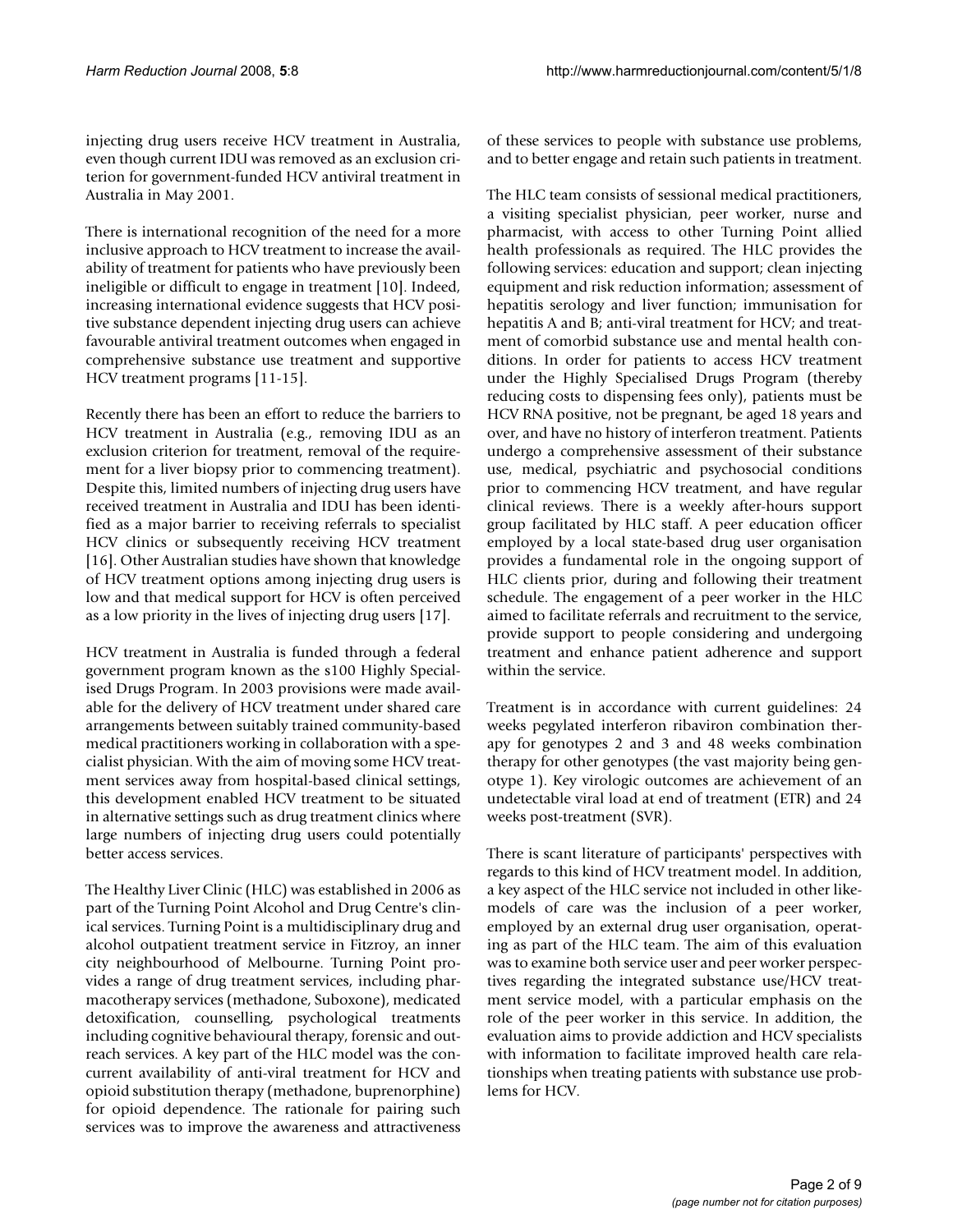injecting drug users receive HCV treatment in Australia, even though current IDU was removed as an exclusion criterion for government-funded HCV antiviral treatment in Australia in May 2001.

There is international recognition of the need for a more inclusive approach to HCV treatment to increase the availability of treatment for patients who have previously been ineligible or difficult to engage in treatment [10]. Indeed, increasing international evidence suggests that HCV positive substance dependent injecting drug users can achieve favourable antiviral treatment outcomes when engaged in comprehensive substance use treatment and supportive HCV treatment programs [11-15].

Recently there has been an effort to reduce the barriers to HCV treatment in Australia (e.g., removing IDU as an exclusion criterion for treatment, removal of the requirement for a liver biopsy prior to commencing treatment). Despite this, limited numbers of injecting drug users have received treatment in Australia and IDU has been identified as a major barrier to receiving referrals to specialist HCV clinics or subsequently receiving HCV treatment [16]. Other Australian studies have shown that knowledge of HCV treatment options among injecting drug users is low and that medical support for HCV is often perceived as a low priority in the lives of injecting drug users [17].

HCV treatment in Australia is funded through a federal government program known as the s100 Highly Specialised Drugs Program. In 2003 provisions were made available for the delivery of HCV treatment under shared care arrangements between suitably trained community-based medical practitioners working in collaboration with a specialist physician. With the aim of moving some HCV treatment services away from hospital-based clinical settings, this development enabled HCV treatment to be situated in alternative settings such as drug treatment clinics where large numbers of injecting drug users could potentially better access services.

The Healthy Liver Clinic (HLC) was established in 2006 as part of the Turning Point Alcohol and Drug Centre's clinical services. Turning Point is a multidisciplinary drug and alcohol outpatient treatment service in Fitzroy, an inner city neighbourhood of Melbourne. Turning Point provides a range of drug treatment services, including pharmacotherapy services (methadone, Suboxone), medicated detoxification, counselling, psychological treatments including cognitive behavioural therapy, forensic and outreach services. A key part of the HLC model was the concurrent availability of anti-viral treatment for HCV and opioid substitution therapy (methadone, buprenorphine) for opioid dependence. The rationale for pairing such services was to improve the awareness and attractiveness of these services to people with substance use problems, and to better engage and retain such patients in treatment.

The HLC team consists of sessional medical practitioners, a visiting specialist physician, peer worker, nurse and pharmacist, with access to other Turning Point allied health professionals as required. The HLC provides the following services: education and support; clean injecting equipment and risk reduction information; assessment of hepatitis serology and liver function; immunisation for hepatitis A and B; anti-viral treatment for HCV; and treatment of comorbid substance use and mental health conditions. In order for patients to access HCV treatment under the Highly Specialised Drugs Program (thereby reducing costs to dispensing fees only), patients must be HCV RNA positive, not be pregnant, be aged 18 years and over, and have no history of interferon treatment. Patients undergo a comprehensive assessment of their substance use, medical, psychiatric and psychosocial conditions prior to commencing HCV treatment, and have regular clinical reviews. There is a weekly after-hours support group facilitated by HLC staff. A peer education officer employed by a local state-based drug user organisation provides a fundamental role in the ongoing support of HLC clients prior, during and following their treatment schedule. The engagement of a peer worker in the HLC aimed to facilitate referrals and recruitment to the service, provide support to people considering and undergoing treatment and enhance patient adherence and support within the service.

Treatment is in accordance with current guidelines: 24 weeks pegylated interferon ribaviron combination therapy for genotypes 2 and 3 and 48 weeks combination therapy for other genotypes (the vast majority being genotype 1). Key virologic outcomes are achievement of an undetectable viral load at end of treatment (ETR) and 24 weeks post-treatment (SVR).

There is scant literature of participants' perspectives with regards to this kind of HCV treatment model. In addition, a key aspect of the HLC service not included in other like-models of care was the inclusion of a peer worker, employed by an external drug user organisation, operating as part of the HLC team. The aim of this evaluation was to examine both service user and peer worker perspectives regarding the integrated substance use/HCV treatment service model, with a particular emphasis on the role of the peer worker in this service. In addition, the evaluation aims to provide addiction and HCV specialists with information to facilitate improved health care relationships when treating patients with substance use problems for HCV.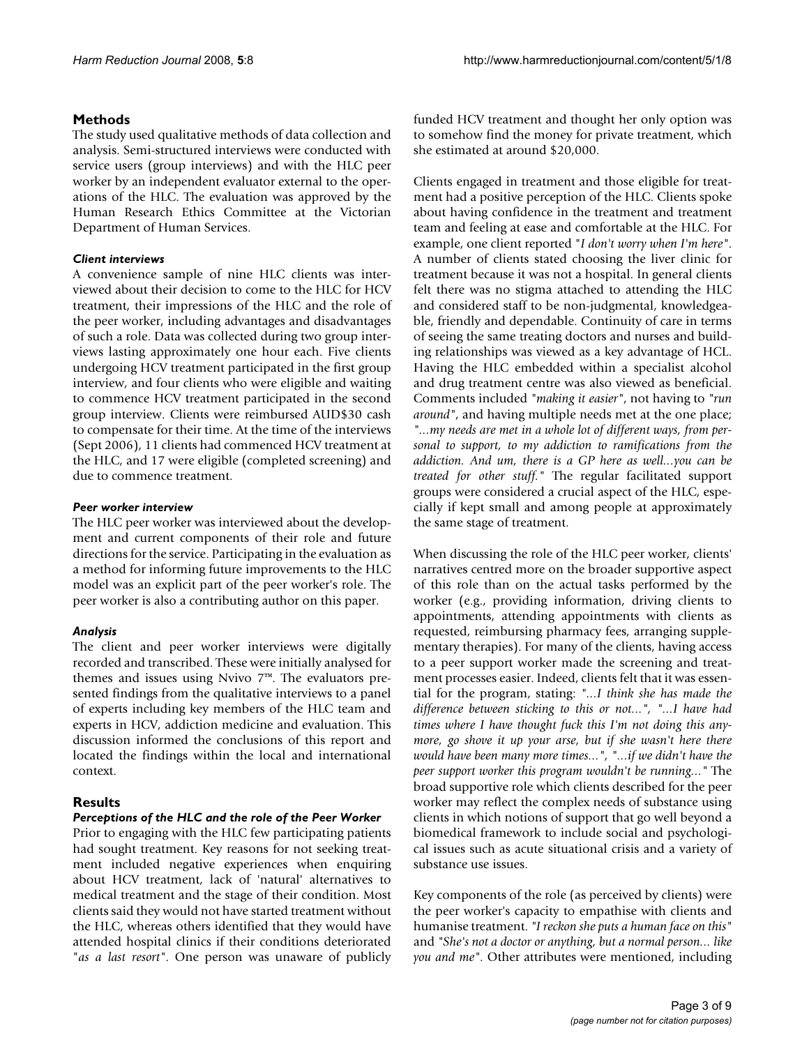## Methods

The study used qualitative methods of data collection and analysis. Semi-structured interviews were conducted with service users (group interviews) and with the HLC peer worker by an independent evaluator external to the operations of the HLC. The evaluation was approved by the Human Research Ethics Committee at the Victorian Department of Human Services.

### *Client interviews*

A convenience sample of nine HLC clients was interviewed about their decision to come to the HLC for HCV treatment, their impressions of the HLC and the role of the peer worker, including advantages and disadvantages of such a role. Data was collected during two group interviews lasting approximately one hour each. Five clients undergoing HCV treatment participated in the first group interview, and four clients who were eligible and waiting to commence HCV treatment participated in the second group interview. Clients were reimbursed AUD$30 cash to compensate for their time. At the time of the interviews (Sept 2006), 11 clients had commenced HCV treatment at the HLC, and 17 were eligible (completed screening) and due to commence treatment.

### *Peer worker interview*

The HLC peer worker was interviewed about the development and current components of their role and future directions for the service. Participating in the evaluation as a method for informing future improvements to the HLC model was an explicit part of the peer worker's role. The peer worker is also a contributing author on this paper.

### *Analysis*

The client and peer worker interviews were digitally recorded and transcribed. These were initially analysed for themes and issues using Nvivo 7™. The evaluators presented findings from the qualitative interviews to a panel of experts including key members of the HLC team and experts in HCV, addiction medicine and evaluation. This discussion informed the conclusions of this report and located the findings within the local and international context.

## Results

### *Perceptions of the HLC and the role of the Peer Worker*

Prior to engaging with the HLC few participating patients had sought treatment. Key reasons for not seeking treatment included negative experiences when enquiring about HCV treatment, lack of 'natural' alternatives to medical treatment and the stage of their condition. Most clients said they would not have started treatment without the HLC, whereas others identified that they would have attended hospital clinics if their conditions deteriorated "*as a last resort*". One person was unaware of publicly funded HCV treatment and thought her only option was to somehow find the money for private treatment, which she estimated at around $20,000.

Clients engaged in treatment and those eligible for treatment had a positive perception of the HLC. Clients spoke about having confidence in the treatment and treatment team and feeling at ease and comfortable at the HLC. For example, one client reported "*I don't worry when I'm here*". A number of clients stated choosing the liver clinic for treatment because it was not a hospital. In general clients felt there was no stigma attached to attending the HLC and considered staff to be non-judgmental, knowledgeable, friendly and dependable. Continuity of care in terms of seeing the same treating doctors and nurses and building relationships was viewed as a key advantage of HCL. Having the HLC embedded within a specialist alcohol and drug treatment centre was also viewed as beneficial. Comments included "*making it easier*", not having to "*run around*", and having multiple needs met at the one place; "*...my needs are met in a whole lot of different ways, from personal to support, to my addiction to ramifications from the addiction. And um, there is a GP here as well...you can be treated for other stuff.*" The regular facilitated support groups were considered a crucial aspect of the HLC, especially if kept small and among people at approximately the same stage of treatment.

When discussing the role of the HLC peer worker, clients' narratives centred more on the broader supportive aspect of this role than on the actual tasks performed by the worker (e.g., providing information, driving clients to appointments, attending appointments with clients as requested, reimbursing pharmacy fees, arranging supplementary therapies). For many of the clients, having access to a peer support worker made the screening and treatment processes easier. Indeed, clients felt that it was essential for the program, stating: "*...I think she has made the difference between sticking to this or not...*", "*...I have had times where I have thought fuck this I'm not doing this anymore, go shove it up your arse, but if she wasn't here there would have been many more times...*", "*...if we didn't have the peer support worker this program wouldn't be running...*" The broad supportive role which clients described for the peer worker may reflect the complex needs of substance using clients in which notions of support that go well beyond a biomedical framework to include social and psychological issues such as acute situational crisis and a variety of substance use issues.

Key components of the role (as perceived by clients) were the peer worker's capacity to empathise with clients and humanise treatment. "*I reckon she puts a human face on this*" and "*She's not a doctor or anything, but a normal person... like you and me*". Other attributes were mentioned, including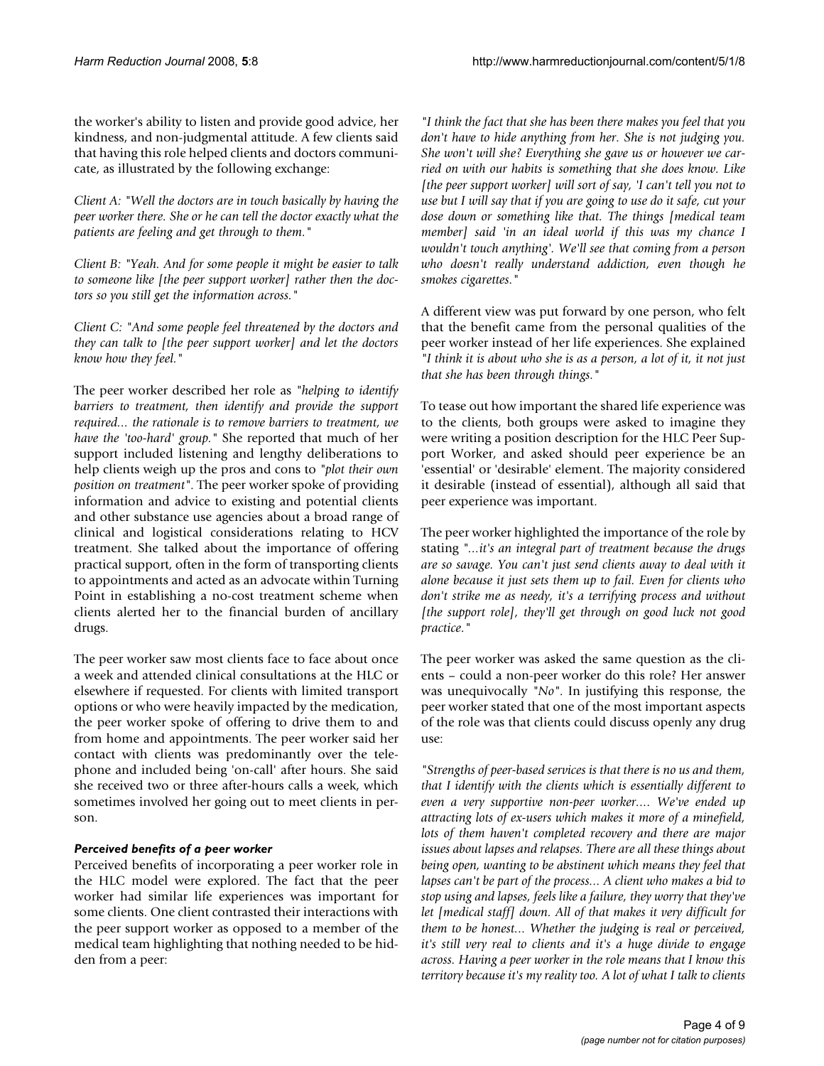the worker's ability to listen and provide good advice, her kindness, and non-judgmental attitude. A few clients said that having this role helped clients and doctors communicate, as illustrated by the following exchange:

*Client A: "Well the doctors are in touch basically by having the peer worker there. She or he can tell the doctor exactly what the patients are feeling and get through to them."*

*Client B: "Yeah. And for some people it might be easier to talk to someone like [the peer support worker] rather then the doctors so you still get the information across."*

*Client C: "And some people feel threatened by the doctors and they can talk to [the peer support worker] and let the doctors know how they feel."*

The peer worker described her role as *"helping to identify barriers to treatment, then identify and provide the support required... the rationale is to remove barriers to treatment, we have the 'too-hard' group."* She reported that much of her support included listening and lengthy deliberations to help clients weigh up the pros and cons to *"plot their own position on treatment"*. The peer worker spoke of providing information and advice to existing and potential clients and other substance use agencies about a broad range of clinical and logistical considerations relating to HCV treatment. She talked about the importance of offering practical support, often in the form of transporting clients to appointments and acted as an advocate within Turning Point in establishing a no-cost treatment scheme when clients alerted her to the financial burden of ancillary drugs.

The peer worker saw most clients face to face about once a week and attended clinical consultations at the HLC or elsewhere if requested. For clients with limited transport options or who were heavily impacted by the medication, the peer worker spoke of offering to drive them to and from home and appointments. The peer worker said her contact with clients was predominantly over the telephone and included being 'on-call' after hours. She said she received two or three after-hours calls a week, which sometimes involved her going out to meet clients in person.

#### *Perceived benefits of a peer worker*

Perceived benefits of incorporating a peer worker role in the HLC model were explored. The fact that the peer worker had similar life experiences was important for some clients. One client contrasted their interactions with the peer support worker as opposed to a member of the medical team highlighting that nothing needed to be hidden from a peer:

*"I think the fact that she has been there makes you feel that you don't have to hide anything from her. She is not judging you. She won't will she? Everything she gave us or however we carried on with our habits is something that she does know. Like [the peer support worker] will sort of say, 'I can't tell you not to use but I will say that if you are going to use do it safe, cut your dose down or something like that. The things [medical team member] said 'in an ideal world if this was my chance I wouldn't touch anything'. We'll see that coming from a person who doesn't really understand addiction, even though he smokes cigarettes."*

A different view was put forward by one person, who felt that the benefit came from the personal qualities of the peer worker instead of her life experiences. She explained *"I think it is about who she is as a person, a lot of it, it not just that she has been through things."*

To tease out how important the shared life experience was to the clients, both groups were asked to imagine they were writing a position description for the HLC Peer Support Worker, and asked should peer experience be an 'essential' or 'desirable' element. The majority considered it desirable (instead of essential), although all said that peer experience was important.

The peer worker highlighted the importance of the role by stating *"...it's an integral part of treatment because the drugs are so savage. You can't just send clients away to deal with it alone because it just sets them up to fail. Even for clients who don't strike me as needy, it's a terrifying process and without [the support role], they'll get through on good luck not good practice."*

The peer worker was asked the same question as the clients – could a non-peer worker do this role? Her answer was unequivocally *"No"*. In justifying this response, the peer worker stated that one of the most important aspects of the role was that clients could discuss openly any drug use:

*"Strengths of peer-based services is that there is no us and them, that I identify with the clients which is essentially different to even a very supportive non-peer worker.... We've ended up attracting lots of ex-users which makes it more of a minefield, lots of them haven't completed recovery and there are major issues about lapses and relapses. There are all these things about being open, wanting to be abstinent which means they feel that lapses can't be part of the process... A client who makes a bid to stop using and lapses, feels like a failure, they worry that they've let [medical staff] down. All of that makes it very difficult for them to be honest... Whether the judging is real or perceived, it's still very real to clients and it's a huge divide to engage across. Having a peer worker in the role means that I know this territory because it's my reality too. A lot of what I talk to clients*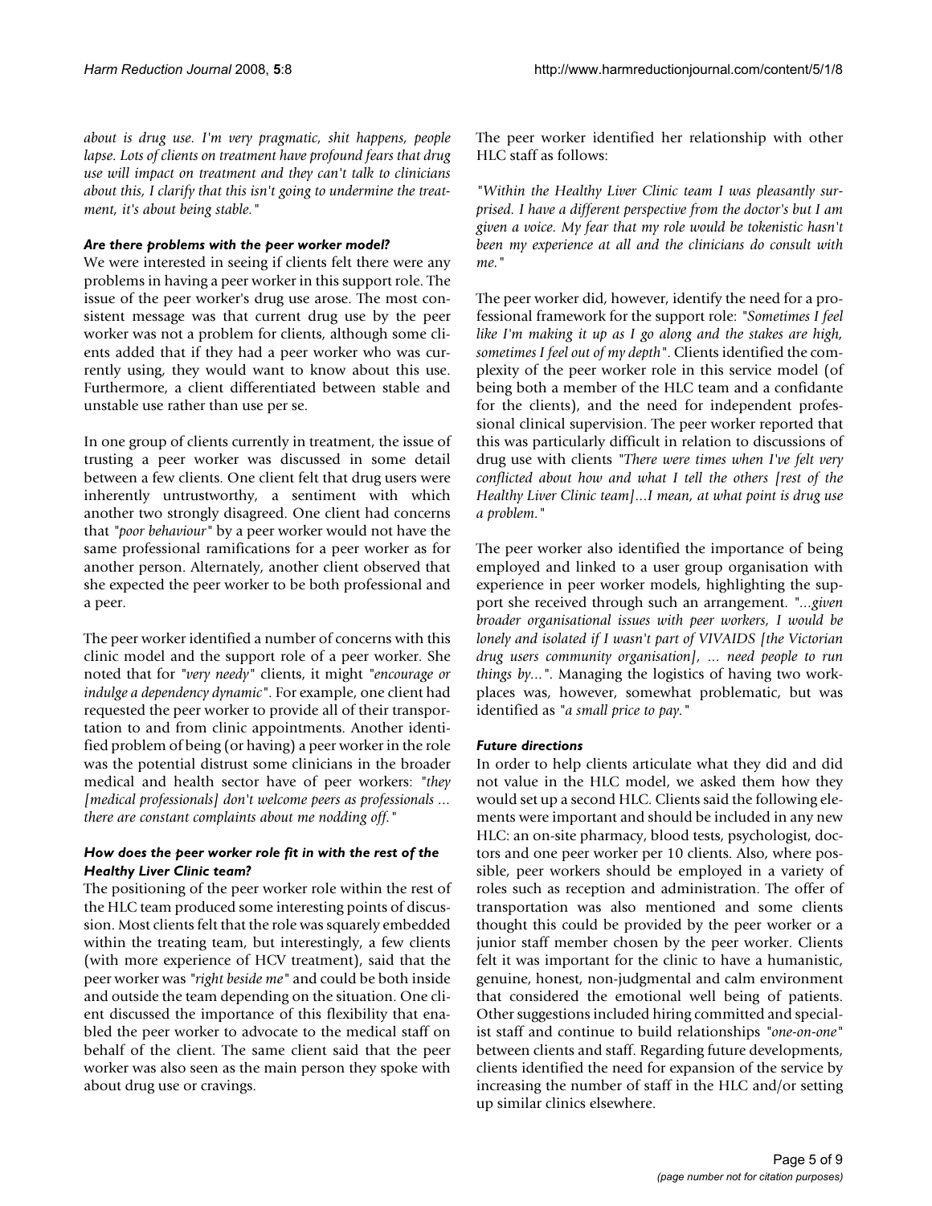*about is drug use. I'm very pragmatic, shit happens, people lapse. Lots of clients on treatment have profound fears that drug use will impact on treatment and they can't talk to clinicians about this, I clarify that this isn't going to undermine the treatment, it's about being stable."*

### *Are there problems with the peer worker model?*

We were interested in seeing if clients felt there were any problems in having a peer worker in this support role. The issue of the peer worker's drug use arose. The most consistent message was that current drug use by the peer worker was not a problem for clients, although some clients added that if they had a peer worker who was currently using, they would want to know about this use. Furthermore, a client differentiated between stable and unstable use rather than use per se.

In one group of clients currently in treatment, the issue of trusting a peer worker was discussed in some detail between a few clients. One client felt that drug users were inherently untrustworthy, a sentiment with which another two strongly disagreed. One client had concerns that *"poor behaviour"* by a peer worker would not have the same professional ramifications for a peer worker as for another person. Alternately, another client observed that she expected the peer worker to be both professional and a peer.

The peer worker identified a number of concerns with this clinic model and the support role of a peer worker. She noted that for *"very needy"* clients, it might *"encourage or indulge a dependency dynamic"*. For example, one client had requested the peer worker to provide all of their transportation to and from clinic appointments. Another identified problem of being (or having) a peer worker in the role was the potential distrust some clinicians in the broader medical and health sector have of peer workers: *"they [medical professionals] don't welcome peers as professionals ... there are constant complaints about me nodding off."*

### *How does the peer worker role fit in with the rest of the Healthy Liver Clinic team?*

The positioning of the peer worker role within the rest of the HLC team produced some interesting points of discussion. Most clients felt that the role was squarely embedded within the treating team, but interestingly, a few clients (with more experience of HCV treatment), said that the peer worker was *"right beside me"* and could be both inside and outside the team depending on the situation. One client discussed the importance of this flexibility that enabled the peer worker to advocate to the medical staff on behalf of the client. The same client said that the peer worker was also seen as the main person they spoke with about drug use or cravings.

The peer worker identified her relationship with other HLC staff as follows:

*"Within the Healthy Liver Clinic team I was pleasantly surprised. I have a different perspective from the doctor's but I am given a voice. My fear that my role would be tokenistic hasn't been my experience at all and the clinicians do consult with me."*

The peer worker did, however, identify the need for a professional framework for the support role: *"Sometimes I feel like I'm making it up as I go along and the stakes are high, sometimes I feel out of my depth"*. Clients identified the complexity of the peer worker role in this service model (of being both a member of the HLC team and a confidante for the clients), and the need for independent professional clinical supervision. The peer worker reported that this was particularly difficult in relation to discussions of drug use with clients *"There were times when I've felt very conflicted about how and what I tell the others [rest of the Healthy Liver Clinic team]...I mean, at what point is drug use a problem."*

The peer worker also identified the importance of being employed and linked to a user group organisation with experience in peer worker models, highlighting the support she received through such an arrangement. *"...given broader organisational issues with peer workers, I would be lonely and isolated if I wasn't part of VIVAIDS [the Victorian drug users community organisation], ... need people to run things by..."*. Managing the logistics of having two workplaces was, however, somewhat problematic, but was identified as *"a small price to pay."*

### *Future directions*

In order to help clients articulate what they did and did not value in the HLC model, we asked them how they would set up a second HLC. Clients said the following elements were important and should be included in any new HLC: an on-site pharmacy, blood tests, psychologist, doctors and one peer worker per 10 clients. Also, where possible, peer workers should be employed in a variety of roles such as reception and administration. The offer of transportation was also mentioned and some clients thought this could be provided by the peer worker or a junior staff member chosen by the peer worker. Clients felt it was important for the clinic to have a humanistic, genuine, honest, non-judgmental and calm environment that considered the emotional well being of patients. Other suggestions included hiring committed and specialist staff and continue to build relationships *"one-on-one"* between clients and staff. Regarding future developments, clients identified the need for expansion of the service by increasing the number of staff in the HLC and/or setting up similar clinics elsewhere.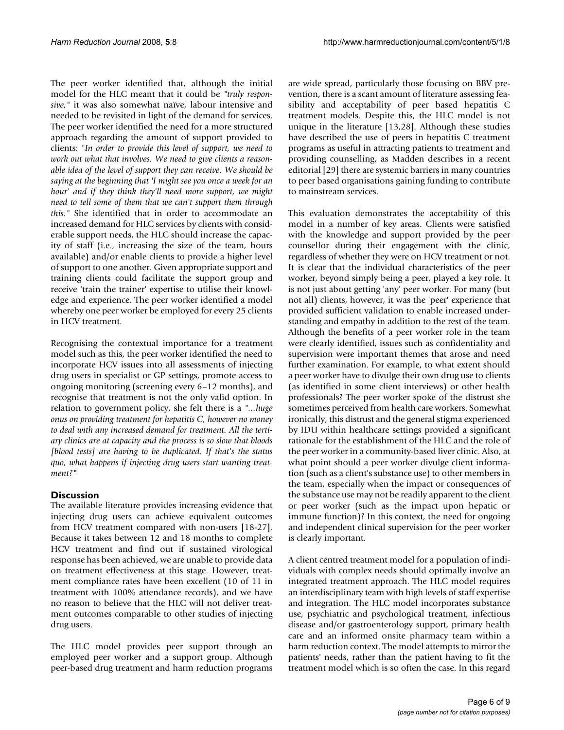The peer worker identified that, although the initial model for the HLC meant that it could be "*truly responsive,*" it was also somewhat naïve, labour intensive and needed to be revisited in light of the demand for services. The peer worker identified the need for a more structured approach regarding the amount of support provided to clients: "*In order to provide this level of support, we need to work out what that involves. We need to give clients a reasonable idea of the level of support they can receive. We should be saying at the beginning that 'I might see you once a week for an hour' and if they think they'll need more support, we might need to tell some of them that we can't support them through this.*" She identified that in order to accommodate an increased demand for HLC services by clients with considerable support needs, the HLC should increase the capacity of staff (i.e., increasing the size of the team, hours available) and/or enable clients to provide a higher level of support to one another. Given appropriate support and training clients could facilitate the support group and receive 'train the trainer' expertise to utilise their knowledge and experience. The peer worker identified a model whereby one peer worker be employed for every 25 clients in HCV treatment.

Recognising the contextual importance for a treatment model such as this, the peer worker identified the need to incorporate HCV issues into all assessments of injecting drug users in specialist or GP settings, promote access to ongoing monitoring (screening every 6–12 months), and recognise that treatment is not the only valid option. In relation to government policy, she felt there is a "*...huge onus on providing treatment for hepatitis C, however no money to deal with any increased demand for treatment. All the tertiary clinics are at capacity and the process is so slow that bloods [blood tests] are having to be duplicated. If that's the status quo, what happens if injecting drug users start wanting treatment?*"

## Discussion

The available literature provides increasing evidence that injecting drug users can achieve equivalent outcomes from HCV treatment compared with non-users [18-27]. Because it takes between 12 and 18 months to complete HCV treatment and find out if sustained virological response has been achieved, we are unable to provide data on treatment effectiveness at this stage. However, treatment compliance rates have been excellent (10 of 11 in treatment with 100% attendance records), and we have no reason to believe that the HLC will not deliver treatment outcomes comparable to other studies of injecting drug users.

The HLC model provides peer support through an employed peer worker and a support group. Although peer-based drug treatment and harm reduction programs are wide spread, particularly those focusing on BBV prevention, there is a scant amount of literature assessing feasibility and acceptability of peer based hepatitis C treatment models. Despite this, the HLC model is not unique in the literature [13,28]. Although these studies have described the use of peers in hepatitis C treatment programs as useful in attracting patients to treatment and providing counselling, as Madden describes in a recent editorial [29] there are systemic barriers in many countries to peer based organisations gaining funding to contribute to mainstream services.

This evaluation demonstrates the acceptability of this model in a number of key areas. Clients were satisfied with the knowledge and support provided by the peer counsellor during their engagement with the clinic, regardless of whether they were on HCV treatment or not. It is clear that the individual characteristics of the peer worker, beyond simply being a peer, played a key role. It is not just about getting 'any' peer worker. For many (but not all) clients, however, it was the 'peer' experience that provided sufficient validation to enable increased understanding and empathy in addition to the rest of the team. Although the benefits of a peer worker role in the team were clearly identified, issues such as confidentiality and supervision were important themes that arose and need further examination. For example, to what extent should a peer worker have to divulge their own drug use to clients (as identified in some client interviews) or other health professionals? The peer worker spoke of the distrust she sometimes perceived from health care workers. Somewhat ironically, this distrust and the general stigma experienced by IDU within healthcare settings provided a significant rationale for the establishment of the HLC and the role of the peer worker in a community-based liver clinic. Also, at what point should a peer worker divulge client information (such as a client's substance use) to other members in the team, especially when the impact or consequences of the substance use may not be readily apparent to the client or peer worker (such as the impact upon hepatic or immune function)? In this context, the need for ongoing and independent clinical supervision for the peer worker is clearly important.

A client centred treatment model for a population of individuals with complex needs should optimally involve an integrated treatment approach. The HLC model requires an interdisciplinary team with high levels of staff expertise and integration. The HLC model incorporates substance use, psychiatric and psychological treatment, infectious disease and/or gastroenterology support, primary health care and an informed onsite pharmacy team within a harm reduction context. The model attempts to mirror the patients' needs, rather than the patient having to fit the treatment model which is so often the case. In this regard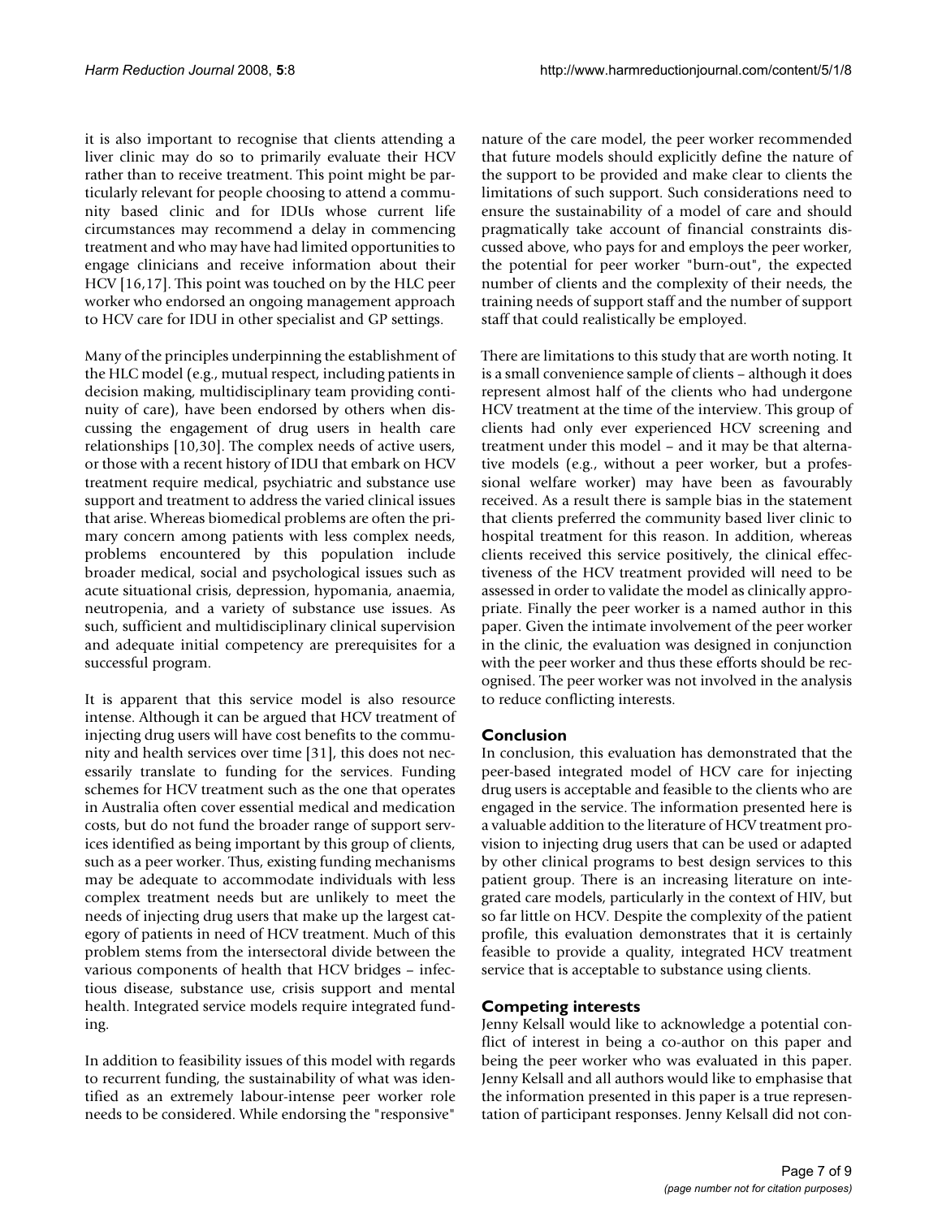it is also important to recognise that clients attending a liver clinic may do so to primarily evaluate their HCV rather than to receive treatment. This point might be particularly relevant for people choosing to attend a community based clinic and for IDUs whose current life circumstances may recommend a delay in commencing treatment and who may have had limited opportunities to engage clinicians and receive information about their HCV [16,17]. This point was touched on by the HLC peer worker who endorsed an ongoing management approach to HCV care for IDU in other specialist and GP settings.

Many of the principles underpinning the establishment of the HLC model (e.g., mutual respect, including patients in decision making, multidisciplinary team providing continuity of care), have been endorsed by others when discussing the engagement of drug users in health care relationships [10,30]. The complex needs of active users, or those with a recent history of IDU that embark on HCV treatment require medical, psychiatric and substance use support and treatment to address the varied clinical issues that arise. Whereas biomedical problems are often the primary concern among patients with less complex needs, problems encountered by this population include broader medical, social and psychological issues such as acute situational crisis, depression, hypomania, anaemia, neutropenia, and a variety of substance use issues. As such, sufficient and multidisciplinary clinical supervision and adequate initial competency are prerequisites for a successful program.

It is apparent that this service model is also resource intense. Although it can be argued that HCV treatment of injecting drug users will have cost benefits to the community and health services over time [31], this does not necessarily translate to funding for the services. Funding schemes for HCV treatment such as the one that operates in Australia often cover essential medical and medication costs, but do not fund the broader range of support services identified as being important by this group of clients, such as a peer worker. Thus, existing funding mechanisms may be adequate to accommodate individuals with less complex treatment needs but are unlikely to meet the needs of injecting drug users that make up the largest category of patients in need of HCV treatment. Much of this problem stems from the intersectoral divide between the various components of health that HCV bridges – infectious disease, substance use, crisis support and mental health. Integrated service models require integrated funding.

In addition to feasibility issues of this model with regards to recurrent funding, the sustainability of what was identified as an extremely labour-intense peer worker role needs to be considered. While endorsing the "responsive" nature of the care model, the peer worker recommended that future models should explicitly define the nature of the support to be provided and make clear to clients the limitations of such support. Such considerations need to ensure the sustainability of a model of care and should pragmatically take account of financial constraints discussed above, who pays for and employs the peer worker, the potential for peer worker "burn-out", the expected number of clients and the complexity of their needs, the training needs of support staff and the number of support staff that could realistically be employed.

There are limitations to this study that are worth noting. It is a small convenience sample of clients – although it does represent almost half of the clients who had undergone HCV treatment at the time of the interview. This group of clients had only ever experienced HCV screening and treatment under this model – and it may be that alternative models (e.g., without a peer worker, but a professional welfare worker) may have been as favourably received. As a result there is sample bias in the statement that clients preferred the community based liver clinic to hospital treatment for this reason. In addition, whereas clients received this service positively, the clinical effectiveness of the HCV treatment provided will need to be assessed in order to validate the model as clinically appropriate. Finally the peer worker is a named author in this paper. Given the intimate involvement of the peer worker in the clinic, the evaluation was designed in conjunction with the peer worker and thus these efforts should be recognised. The peer worker was not involved in the analysis to reduce conflicting interests.

## Conclusion

In conclusion, this evaluation has demonstrated that the peer-based integrated model of HCV care for injecting drug users is acceptable and feasible to the clients who are engaged in the service. The information presented here is a valuable addition to the literature of HCV treatment provision to injecting drug users that can be used or adapted by other clinical programs to best design services to this patient group. There is an increasing literature on integrated care models, particularly in the context of HIV, but so far little on HCV. Despite the complexity of the patient profile, this evaluation demonstrates that it is certainly feasible to provide a quality, integrated HCV treatment service that is acceptable to substance using clients.

## Competing interests

Jenny Kelsall would like to acknowledge a potential conflict of interest in being a co-author on this paper and being the peer worker who was evaluated in this paper. Jenny Kelsall and all authors would like to emphasise that the information presented in this paper is a true representation of participant responses. Jenny Kelsall did not con-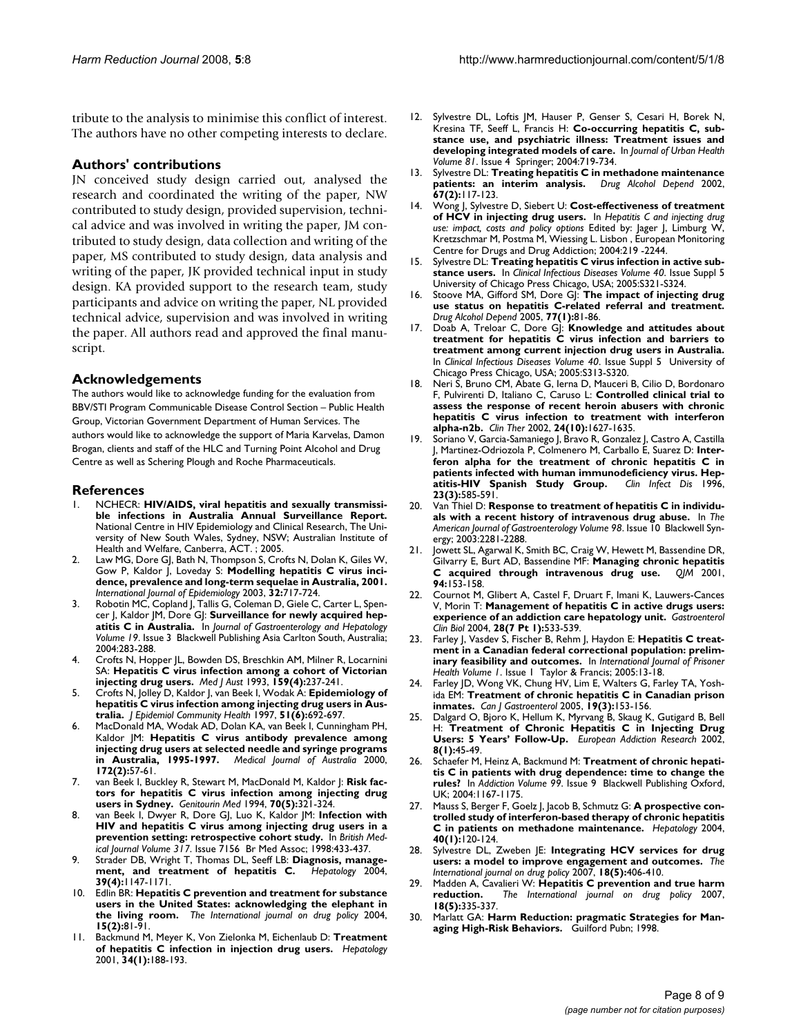tribute to the analysis to minimise this conflict of interest. The authors have no other competing interests to declare.

## Authors' contributions

JN conceived study design carried out, analysed the research and coordinated the writing of the paper, NW contributed to study design, provided supervision, technical advice and was involved in writing the paper, JM contributed to study design, data collection and writing of the paper, MS contributed to study design, data analysis and writing of the paper, JK provided technical input in study design. KA provided support to the research team, study participants and advice on writing the paper, NL provided technical advice, supervision and was involved in writing the paper. All authors read and approved the final manuscript.

## Acknowledgements

The authors would like to acknowledge funding for the evaluation from BBV/STI Program Communicable Disease Control Section – Public Health Group, Victorian Government Department of Human Services. The authors would like to acknowledge the support of Maria Karvelas, Damon Brogan, clients and staff of the HLC and Turning Point Alcohol and Drug Centre as well as Schering Plough and Roche Pharmaceuticals.

## References

1. NCHECR: **HIV/AIDS, viral hepatitis and sexually transmissible infections in Australia Annual Surveillance Report.** National Centre in HIV Epidemiology and Clinical Research, The University of New South Wales, Sydney, NSW; Australian Institute of Health and Welfare, Canberra, ACT. ; 2005.
2. Law MG, Dore GJ, Bath N, Thompson S, Crofts N, Dolan K, Giles W, Gow P, Kaldor J, Loveday S: **Modelling hepatitis C virus incidence, prevalence and long-term sequelae in Australia, 2001.** *International Journal of Epidemiology* 2003, **32:**717-724.
3. Robotin MC, Copland J, Tallis G, Coleman D, Giele C, Carter L, Spencer J, Kaldor JM, Dore GJ: **Surveillance for newly acquired hepatitis C in Australia.** In *Journal of Gastroenterology and Hepatology Volume 19*. Issue 3 Blackwell Publishing Asia Carlton South, Australia; 2004:283-288.
4. Crofts N, Hopper JL, Bowden DS, Breschkin AM, Milner R, Locarnini SA: **Hepatitis C virus infection among a cohort of Victorian injecting drug users.** *Med J Aust* 1993, **159(4):**237-241.
5. Crofts N, Jolley D, Kaldor J, van Beek I, Wodak A: **Epidemiology of hepatitis C virus infection among injecting drug users in Australia.** *J Epidemiol Community Health* 1997, **51(6):**692-697.
6. MacDonald MA, Wodak AD, Dolan KA, van Beek I, Cunningham PH, Kaldor JM: **Hepatitis C virus antibody prevalence among injecting drug users at selected needle and syringe programs in Australia, 1995-1997.** *Medical Journal of Australia* 2000, **172(2):**57-61.
7. van Beek I, Buckley R, Stewart M, MacDonald M, Kaldor J: **Risk factors for hepatitis C virus infection among injecting drug users in Sydney.** *Genitourin Med* 1994, **70(5):**321-324.
8. van Beek I, Dwyer R, Dore GJ, Luo K, Kaldor JM: **Infection with HIV and hepatitis C virus among injecting drug users in a prevention setting: retrospective cohort study.** In *British Medical Journal Volume 317*. Issue 7156 Br Med Assoc; 1998:433-437.
9. Strader DB, Wright T, Thomas DL, Seeff LB: **Diagnosis, management, and treatment of hepatitis C.** *Hepatology* 2004, **39(4):**1147-1171.
10. Edlin BR: **Hepatitis C prevention and treatment for substance users in the United States: acknowledging the elephant in the living room.** *The International journal on drug policy* 2004, **15(2):**81-91.
11. Backmund M, Meyer K, Von Zielonka M, Eichenlaub D: **Treatment of hepatitis C infection in injection drug users.** *Hepatology* 2001, **34(1):**188-193.
12. Sylvestre DL, Loftis JM, Hauser P, Genser S, Cesari H, Borek N, Kresina TF, Seeff L, Francis H: **Co-occurring hepatitis C, substance use, and psychiatric illness: Treatment issues and developing integrated models of care.** In *Journal of Urban Health Volume 81*. Issue 4 Springer; 2004:719-734.
13. Sylvestre DL: **Treating hepatitis C in methadone maintenance patients: an interim analysis.** *Drug Alcohol Depend* 2002, **67(2):**117-123.
14. Wong J, Sylvestre D, Siebert U: **Cost-effectiveness of treatment of HCV in injecting drug users.** In *Hepatitis C and injecting drug use: impact, costs and policy options* Edited by: Jager J, Limburg W, Kretzschmar M, Postma M, Wiessing L. Lisbon , European Monitoring Centre for Drugs and Drug Addiction; 2004:219 -2244.
15. Sylvestre DL: **Treating hepatitis C virus infection in active substance users.** In *Clinical Infectious Diseases Volume 40*. Issue Suppl 5 University of Chicago Press Chicago, USA; 2005:S321-S324.
16. Stoove MA, Gifford SM, Dore GJ: **The impact of injecting drug use status on hepatitis C-related referral and treatment.** *Drug Alcohol Depend* 2005, **77(1):**81-86.
17. Doab A, Treloar C, Dore GJ: **Knowledge and attitudes about treatment for hepatitis C virus infection and barriers to treatment among current injection drug users in Australia.** In *Clinical Infectious Diseases Volume 40*. Issue Suppl 5 University of Chicago Press Chicago, USA; 2005:S313-S320.
18. Neri S, Bruno CM, Abate G, Ierna D, Mauceri B, Cilio D, Bordonaro F, Pulvirenti D, Italiano C, Caruso L: **Controlled clinical trial to assess the response of recent heroin abusers with chronic hepatitis C virus infection to treatment with interferon alpha-n2b.** *Clin Ther* 2002, **24(10):**1627-1635.
19. Soriano V, Garcia-Samaniego J, Bravo R, Gonzalez J, Castro A, Castilla J, Martinez-Odriozola P, Colmenero M, Carballo E, Suarez D: **Interferon alpha for the treatment of chronic hepatitis C in patients infected with human immunodeficiency virus. Hepatitis-HIV Spanish Study Group.** *Clin Infect Dis* 1996, **23(3):**585-591.
20. Van Thiel D: **Response to treatment of hepatitis C in individuals with a recent history of intravenous drug abuse.** In *The American Journal of Gastroenterology Volume 98*. Issue 10 Blackwell Synergy; 2003:2281-2288.
21. Jowett SL, Agarwal K, Smith BC, Craig W, Hewett M, Bassendine DR, Gilvarry E, Burt AD, Bassendine MF: **Managing chronic hepatitis C acquired through intravenous drug use.** *QJM* 2001, **94:**153-158.
22. Cournot M, Glibert A, Castel F, Druart F, Imani K, Lauwers-Cances V, Morin T: **Management of hepatitis C in active drugs users: experience of an addiction care hepatology unit.** *Gastroenterol Clin Biol* 2004, **28(7 Pt 1):**533-539.
23. Farley J, Vasdev S, Fischer B, Rehm J, Haydon E: **Hepatitis C treatment in a Canadian federal correctional population: preliminary feasibility and outcomes.** In *International Journal of Prisoner Health Volume 1*. Issue 1 Taylor & Francis; 2005:13-18.
24. Farley JD, Wong VK, Chung HV, Lim E, Walters G, Farley TA, Yoshida EM: **Treatment of chronic hepatitis C in Canadian prison inmates.** *Can J Gastroenterol* 2005, **19(3):**153-156.
25. Dalgard O, Bjoro K, Hellum K, Myrvang B, Skaug K, Gutigard B, Bell H: **Treatment of Chronic Hepatitis C in Injecting Drug Users: 5 Years' Follow-Up.** *European Addiction Research* 2002, **8(1):**45-49.
26. Schaefer M, Heinz A, Backmund M: **Treatment of chronic hepatitis C in patients with drug dependence: time to change the rules?** In *Addiction Volume 99*. Issue 9 Blackwell Publishing Oxford, UK; 2004:1167-1175.
27. Mauss S, Berger F, Goelz J, Jacob B, Schmutz G: **A prospective controlled study of interferon-based therapy of chronic hepatitis C in patients on methadone maintenance.** *Hepatology* 2004, **40(1):**120-124.
28. Sylvestre DL, Zweben JE: **Integrating HCV services for drug users: a model to improve engagement and outcomes.** *The International journal on drug policy* 2007, **18(5):**406-410.
29. Madden A, Cavalieri W: **Hepatitis C prevention and true harm reduction.** *The International journal on drug policy* 2007, **18(5):**335-337.
30. Marlatt GA: **Harm Reduction: pragmatic Strategies for Managing High-Risk Behaviors.** Guilford Pubn; 1998.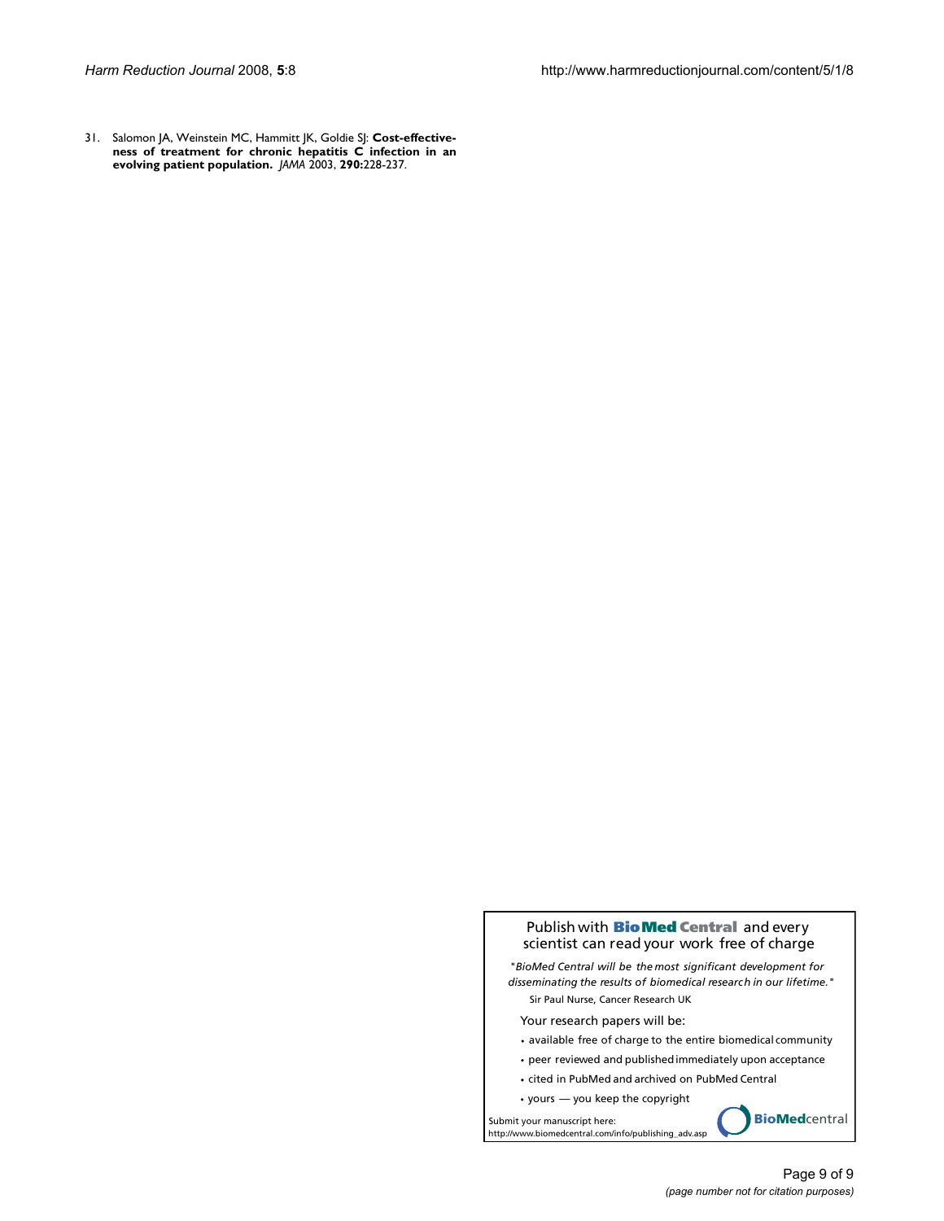31. Salomon JA, Weinstein MC, Hammitt JK, Goldie SJ: **Cost-effectiveness of treatment for chronic hepatitis C infection in an evolving patient population.** *JAMA* 2003, **290:**228-237.

Publish with **BioMed Central** and every scientist can read your work free of charge

*"BioMed Central will be the most significant development for disseminating the results of biomedical research in our lifetime."*

Sir Paul Nurse, Cancer Research UK

Your research papers will be:

- available free of charge to the entire biomedical community
- peer reviewed and published immediately upon acceptance
- cited in PubMed and archived on PubMed Central
- yours — you keep the copyright

Submit your manuscript here:
http://www.biomedcentral.com/info/publishing_adv.asp

**BioMed**central